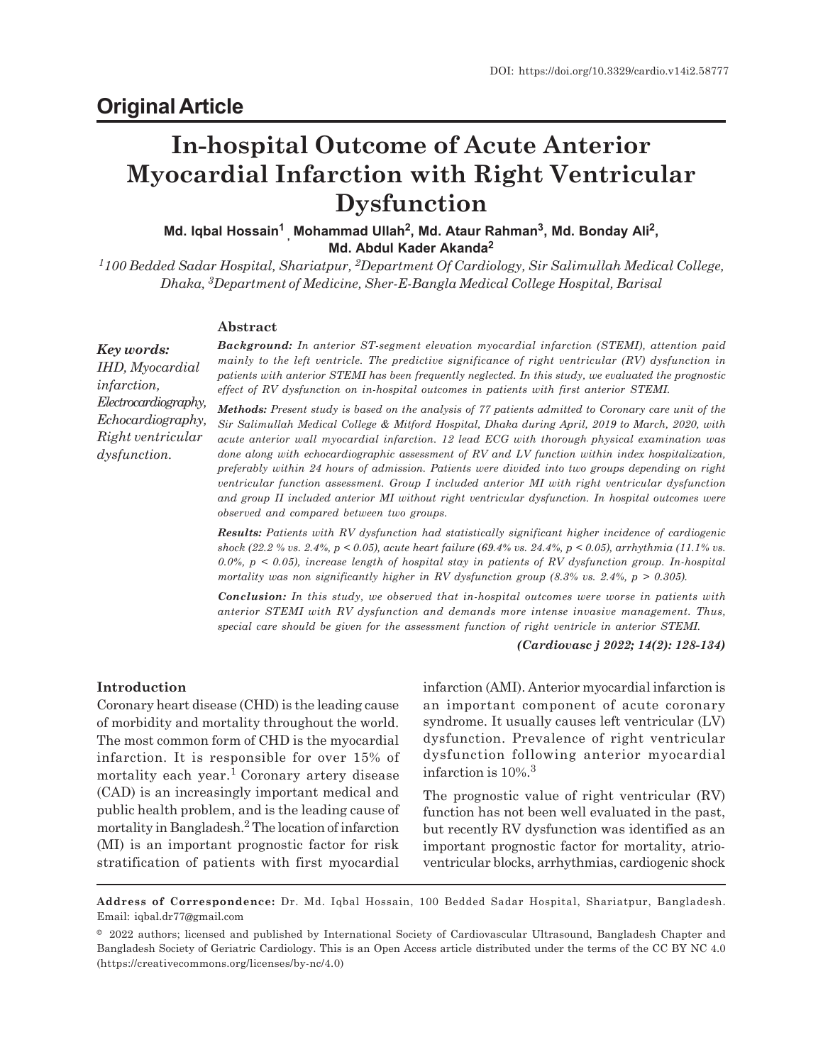DOI: https://doi.org/10.3329/cardio.v14i2.58777

## Original Article

# In-hospital Outcome of Acute Anterior Myocardial Infarction with Right Ventricular Dysfunction

**Md. Iqbal Hossain[1], Mohammad Ullah[2], Md. Ataur Rahman[3], Md. Bonday Ali[2], Md. Abdul Kader Akanda[2]**

*[1]100 Bedded Sadar Hospital, Shariatpur, [2]Department Of Cardiology, Sir Salimullah Medical College, Dhaka, [3]Department of Medicine, Sher-E-Bangla Medical College Hospital, Barisal*

***Key words:*** *IHD, Myocardial infarction, Electrocardiography, Echocardiography, Right ventricular dysfunction.*

### Abstract

***Background:*** *In anterior ST-segment elevation myocardial infarction (STEMI), attention paid mainly to the left ventricle. The predictive significance of right ventricular (RV) dysfunction in patients with anterior STEMI has been frequently neglected. In this study, we evaluated the prognostic effect of RV dysfunction on in-hospital outcomes in patients with first anterior STEMI.*

***Methods:*** *Present study is based on the analysis of 77 patients admitted to Coronary care unit of the Sir Salimullah Medical College & Mitford Hospital, Dhaka during April, 2019 to March, 2020, with acute anterior wall myocardial infarction. 12 lead ECG with thorough physical examination was done along with echocardiographic assessment of RV and LV function within index hospitalization, preferably within 24 hours of admission. Patients were divided into two groups depending on right ventricular function assessment. Group I included anterior MI with right ventricular dysfunction and group II included anterior MI without right ventricular dysfunction. In hospital outcomes were observed and compared between two groups.*

***Results:*** *Patients with RV dysfunction had statistically significant higher incidence of cardiogenic shock (22.2 % vs. 2.4%, $p < 0.05$), acute heart failure (69.4% vs. 24.4%, $p < 0.05$), arrhythmia (11.1% vs. 0.0%, $p < 0.05$), increase length of hospital stay in patients of RV dysfunction group. In-hospital mortality was non significantly higher in RV dysfunction group (8.3% vs. 2.4%, $p > 0.305$).*

***Conclusion:*** *In this study, we observed that in-hospital outcomes were worse in patients with anterior STEMI with RV dysfunction and demands more intense invasive management. Thus, special care should be given for the assessment function of right ventricle in anterior STEMI.*

***(Cardiovasc j 2022; 14(2): 128-134)***

### Introduction

Coronary heart disease (CHD) is the leading cause of morbidity and mortality throughout the world. The most common form of CHD is the myocardial infarction. It is responsible for over 15% of mortality each year.[1] Coronary artery disease (CAD) is an increasingly important medical and public health problem, and is the leading cause of mortality in Bangladesh.[2] The location of infarction (MI) is an important prognostic factor for risk stratification of patients with first myocardial infarction (AMI). Anterior myocardial infarction is an important component of acute coronary syndrome. It usually causes left ventricular (LV) dysfunction. Prevalence of right ventricular dysfunction following anterior myocardial infarction is 10%.[3]

The prognostic value of right ventricular (RV) function has not been well evaluated in the past, but recently RV dysfunction was identified as an important prognostic factor for mortality, atrio-ventricular blocks, arrhythmias, cardiogenic shock

**Address of Correspondence:** Dr. Md. Iqbal Hossain, 100 Bedded Sadar Hospital, Shariatpur, Bangladesh. Email: iqbal.dr77@gmail.com

© 2022 authors; licensed and published by International Society of Cardiovascular Ultrasound, Bangladesh Chapter and Bangladesh Society of Geriatric Cardiology. This is an Open Access article distributed under the terms of the CC BY NC 4.0 (https://creativecommons.org/licenses/by-nc/4.0)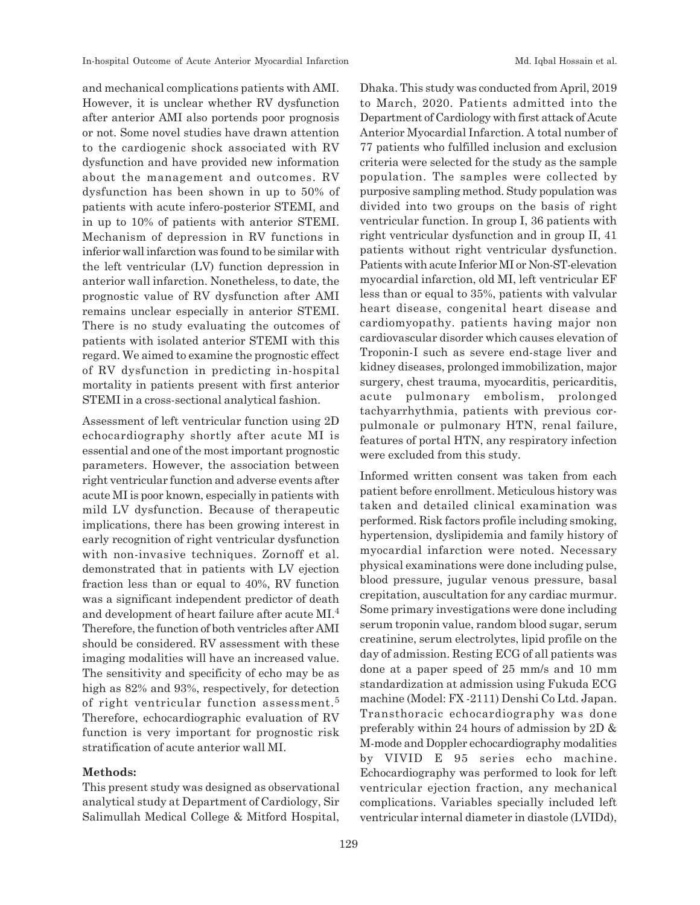and mechanical complications patients with AMI. However, it is unclear whether RV dysfunction after anterior AMI also portends poor prognosis or not. Some novel studies have drawn attention to the cardiogenic shock associated with RV dysfunction and have provided new information about the management and outcomes. RV dysfunction has been shown in up to 50% of patients with acute infero-posterior STEMI, and in up to 10% of patients with anterior STEMI. Mechanism of depression in RV functions in inferior wall infarction was found to be similar with the left ventricular (LV) function depression in anterior wall infarction. Nonetheless, to date, the prognostic value of RV dysfunction after AMI remains unclear especially in anterior STEMI. There is no study evaluating the outcomes of patients with isolated anterior STEMI with this regard. We aimed to examine the prognostic effect of RV dysfunction in predicting in-hospital mortality in patients present with first anterior STEMI in a cross-sectional analytical fashion.

Assessment of left ventricular function using 2D echocardiography shortly after acute MI is essential and one of the most important prognostic parameters. However, the association between right ventricular function and adverse events after acute MI is poor known, especially in patients with mild LV dysfunction. Because of therapeutic implications, there has been growing interest in early recognition of right ventricular dysfunction with non-invasive techniques. Zornoff et al. demonstrated that in patients with LV ejection fraction less than or equal to 40%, RV function was a significant independent predictor of death and development of heart failure after acute MI.[4] Therefore, the function of both ventricles after AMI should be considered. RV assessment with these imaging modalities will have an increased value. The sensitivity and specificity of echo may be as high as 82% and 93%, respectively, for detection of right ventricular function assessment.[5] Therefore, echocardiographic evaluation of RV function is very important for prognostic risk stratification of acute anterior wall MI.

**Methods:**

This present study was designed as observational analytical study at Department of Cardiology, Sir Salimullah Medical College & Mitford Hospital, Dhaka. This study was conducted from April, 2019 to March, 2020. Patients admitted into the Department of Cardiology with first attack of Acute Anterior Myocardial Infarction. A total number of 77 patients who fulfilled inclusion and exclusion criteria were selected for the study as the sample population. The samples were collected by purposive sampling method. Study population was divided into two groups on the basis of right ventricular function. In group I, 36 patients with right ventricular dysfunction and in group II, 41 patients without right ventricular dysfunction. Patients with acute Inferior MI or Non-ST-elevation myocardial infarction, old MI, left ventricular EF less than or equal to 35%, patients with valvular heart disease, congenital heart disease and cardiomyopathy. patients having major non cardiovascular disorder which causes elevation of Troponin-I such as severe end-stage liver and kidney diseases, prolonged immobilization, major surgery, chest trauma, myocarditis, pericarditis, acute pulmonary embolism, prolonged tachyarrhythmia, patients with previous cor-pulmonale or pulmonary HTN, renal failure, features of portal HTN, any respiratory infection were excluded from this study.

Informed written consent was taken from each patient before enrollment. Meticulous history was taken and detailed clinical examination was performed. Risk factors profile including smoking, hypertension, dyslipidemia and family history of myocardial infarction were noted. Necessary physical examinations were done including pulse, blood pressure, jugular venous pressure, basal crepitation, auscultation for any cardiac murmur. Some primary investigations were done including serum troponin value, random blood sugar, serum creatinine, serum electrolytes, lipid profile on the day of admission. Resting ECG of all patients was done at a paper speed of 25 mm/s and 10 mm standardization at admission using Fukuda ECG machine (Model: FX -2111) Denshi Co Ltd. Japan. Transthoracic echocardiography was done preferably within 24 hours of admission by 2D & M-mode and Doppler echocardiography modalities by VIVID E 95 series echo machine. Echocardiography was performed to look for left ventricular ejection fraction, any mechanical complications. Variables specially included left ventricular internal diameter in diastole (LVIDd),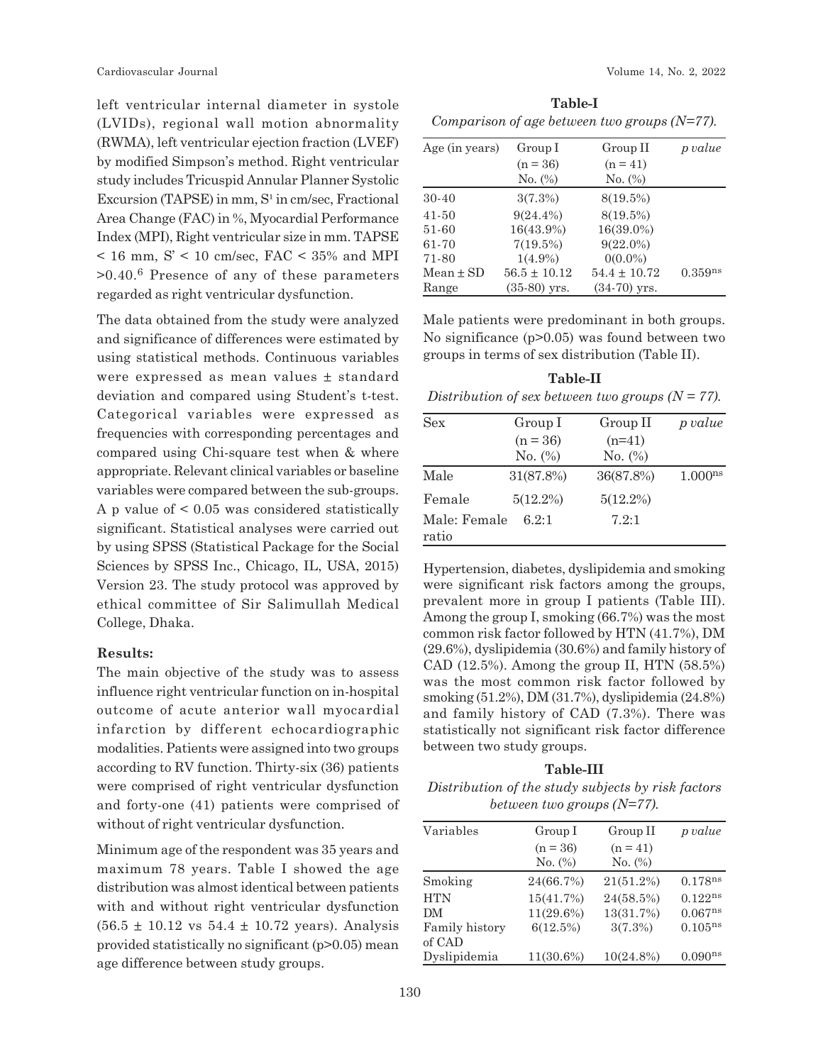left ventricular internal diameter in systole (LVIDs), regional wall motion abnormality (RWMA), left ventricular ejection fraction (LVEF) by modified Simpson's method. Right ventricular study includes Tricuspid Annular Planner Systolic Excursion (TAPSE) in mm, S' in cm/sec, Fractional Area Change (FAC) in %, Myocardial Performance Index (MPI), Right ventricular size in mm. TAPSE < 16 mm, S' < 10 cm/sec, FAC < 35% and MPI >0.40.[6] Presence of any of these parameters regarded as right ventricular dysfunction.

The data obtained from the study were analyzed and significance of differences were estimated by using statistical methods. Continuous variables were expressed as mean values ± standard deviation and compared using Student's t-test. Categorical variables were expressed as frequencies with corresponding percentages and compared using Chi-square test when & where appropriate. Relevant clinical variables or baseline variables were compared between the sub-groups. A p value of < 0.05 was considered statistically significant. Statistical analyses were carried out by using SPSS (Statistical Package for the Social Sciences by SPSS Inc., Chicago, IL, USA, 2015) Version 23. The study protocol was approved by ethical committee of Sir Salimullah Medical College, Dhaka.

### Results:

The main objective of the study was to assess influence right ventricular function on in-hospital outcome of acute anterior wall myocardial infarction by different echocardiographic modalities. Patients were assigned into two groups according to RV function. Thirty-six (36) patients were comprised of right ventricular dysfunction and forty-one (41) patients were comprised of without of right ventricular dysfunction.

Minimum age of the respondent was 35 years and maximum 78 years. Table I showed the age distribution was almost identical between patients with and without right ventricular dysfunction (56.5 ± 10.12 vs 54.4 ± 10.72 years). Analysis provided statistically no significant (p>0.05) mean age difference between study groups.

**Table-I**

*Comparison of age between two groups (N=77).*

| Age (in years) | Group I (n = 36) No. (%) | Group II (n = 41) No. (%) | *p value* |
|---|---|---|---|
| 30-40 | 3(7.3%) | 8(19.5%) | |
| 41-50 | 9(24.4%) | 8(19.5%) | |
| 51-60 | 16(43.9%) | 16(39.0%) | |
| 61-70 | 7(19.5%) | 9(22.0%) | |
| 71-80 | 1(4.9%) | 0(0.0%) | |
| Mean ± SD | 56.5 ± 10.12 | 54.4 ± 10.72 | 0.359ns |
| Range | (35-80) yrs. | (34-70) yrs. | |

Male patients were predominant in both groups. No significance (p>0.05) was found between two groups in terms of sex distribution (Table II).

**Table-II**

*Distribution of sex between two groups (N = 77).*

| Sex | Group I (n = 36) No. (%) | Group II (n=41) No. (%) | *p value* |
|---|---|---|---|
| Male | 31(87.8%) | 36(87.8%) | 1.000ns |
| Female | 5(12.2%) | 5(12.2%) | |
| Male: Female ratio | 6.2:1 | 7.2:1 | |

Hypertension, diabetes, dyslipidemia and smoking were significant risk factors among the groups, prevalent more in group I patients (Table III). Among the group I, smoking (66.7%) was the most common risk factor followed by HTN (41.7%), DM (29.6%), dyslipidemia (30.6%) and family history of CAD (12.5%). Among the group II, HTN (58.5%) was the most common risk factor followed by smoking (51.2%), DM (31.7%), dyslipidemia (24.8%) and family history of CAD (7.3%). There was statistically not significant risk factor difference between two study groups.

**Table-III**

*Distribution of the study subjects by risk factors between two groups (N=77).*

| Variables | Group I (n = 36) No. (%) | Group II (n = 41) No. (%) | *p value* |
|---|---|---|---|
| Smoking | 24(66.7%) | 21(51.2%) | 0.178ns |
| HTN | 15(41.7%) | 24(58.5%) | 0.122ns |
| DM | 11(29.6%) | 13(31.7%) | 0.067ns |
| Family history of CAD | 6(12.5%) | 3(7.3%) | 0.105ns |
| Dyslipidemia | 11(30.6%) | 10(24.8%) | 0.090ns |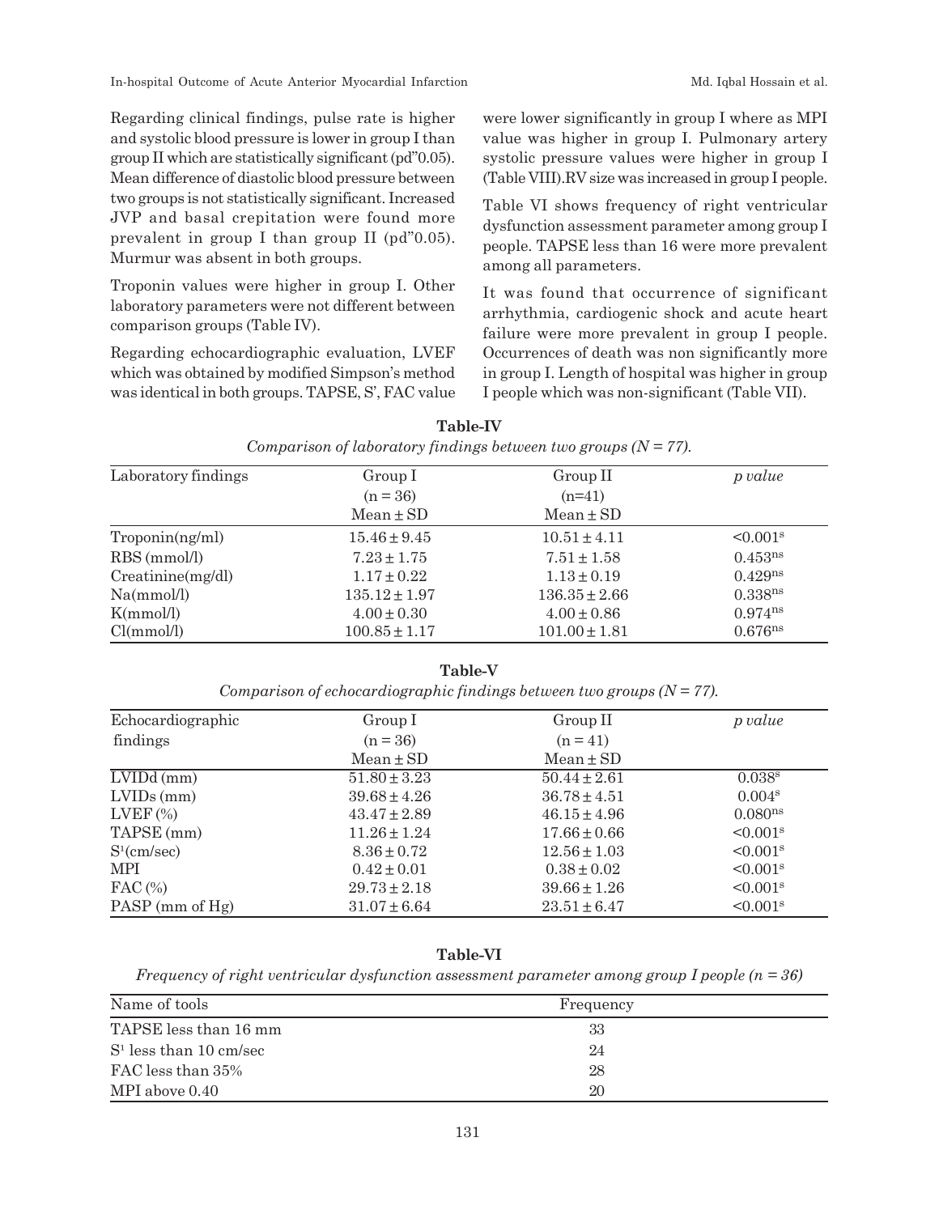Regarding clinical findings, pulse rate is higher and systolic blood pressure is lower in group I than group II which are statistically significant (pd"0.05). Mean difference of diastolic blood pressure between two groups is not statistically significant. Increased JVP and basal crepitation were found more prevalent in group I than group II (pd"0.05). Murmur was absent in both groups.

Troponin values were higher in group I. Other laboratory parameters were not different between comparison groups (Table IV).

Regarding echocardiographic evaluation, LVEF which was obtained by modified Simpson's method was identical in both groups. TAPSE, S', FAC value were lower significantly in group I where as MPI value was higher in group I. Pulmonary artery systolic pressure values were higher in group I (Table VIII).RV size was increased in group I people.

Table VI shows frequency of right ventricular dysfunction assessment parameter among group I people. TAPSE less than 16 were more prevalent among all parameters.

It was found that occurrence of significant arrhythmia, cardiogenic shock and acute heart failure were more prevalent in group I people. Occurrences of death was non significantly more in group I. Length of hospital was higher in group I people which was non-significant (Table VII).

**Table-IV**

*Comparison of laboratory findings between two groups (N = 77).*

| Laboratory findings | Group I (n = 36) Mean ± SD | Group II (n=41) Mean ± SD | *p value* |
|---|---|---|---|
| Troponin(ng/ml) | 15.46 ± 9.45 | 10.51 ± 4.11 | <0.001[s] |
| RBS (mmol/l) | 7.23 ± 1.75 | 7.51 ± 1.58 | 0.453[ns] |
| Creatinine(mg/dl) | 1.17 ± 0.22 | 1.13 ± 0.19 | 0.429[ns] |
| Na(mmol/l) | 135.12 ± 1.97 | 136.35 ± 2.66 | 0.338[ns] |
| K(mmol/l) | 4.00 ± 0.30 | 4.00 ± 0.86 | 0.974[ns] |
| Cl(mmol/l) | 100.85 ± 1.17 | 101.00 ± 1.81 | 0.676[ns] |

**Table-V**

*Comparison of echocardiographic findings between two groups (N = 77).*

| Echocardiographic findings | Group I (n = 36) Mean ± SD | Group II (n = 41) Mean ± SD | *p value* |
|---|---|---|---|
| LVIDd (mm) | 51.80 ± 3.23 | 50.44 ± 2.61 | 0.038[s] |
| LVIDs (mm) | 39.68 ± 4.26 | 36.78 ± 4.51 | 0.004[s] |
| LVEF (%) | 43.47 ± 2.89 | 46.15 ± 4.96 | 0.080[ns] |
| TAPSE (mm) | 11.26 ± 1.24 | 17.66 ± 0.66 | <0.001[s] |
| S[1](cm/sec) | 8.36 ± 0.72 | 12.56 ± 1.03 | <0.001[s] |
| MPI | 0.42 ± 0.01 | 0.38 ± 0.02 | <0.001[s] |
| FAC (%) | 29.73 ± 2.18 | 39.66 ± 1.26 | <0.001[s] |
| PASP (mm of Hg) | 31.07 ± 6.64 | 23.51 ± 6.47 | <0.001[s] |

**Table-VI**

*Frequency of right ventricular dysfunction assessment parameter among group I people (n = 36)*

| Name of tools | Frequency |
|---|---|
| TAPSE less than 16 mm | 33 |
| S[1] less than 10 cm/sec | 24 |
| FAC less than 35% | 28 |
| MPI above 0.40 | 20 |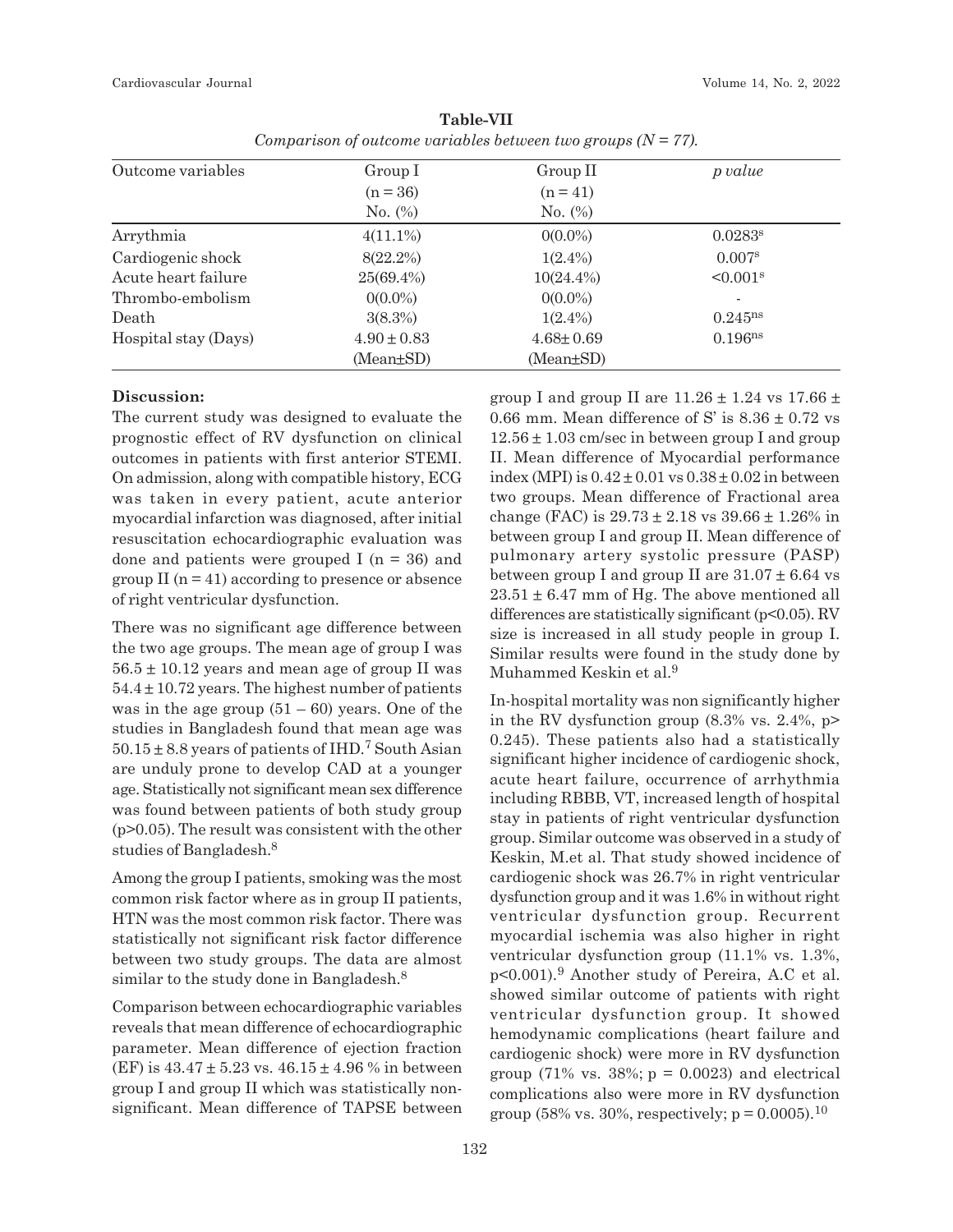**Table-VII**

*Comparison of outcome variables between two groups (N = 77).*

| Outcome variables | Group I (n = 36) No. (%) | Group II (n = 41) No. (%) | *p value* |
|---|---|---|---|
| Arrythmia | 4(11.1%) | 0(0.0%) | 0.0283[s] |
| Cardiogenic shock | 8(22.2%) | 1(2.4%) | 0.007[s] |
| Acute heart failure | 25(69.4%) | 10(24.4%) | <0.001[s] |
| Thrombo-embolism | 0(0.0%) | 0(0.0%) | - |
| Death | 3(8.3%) | 1(2.4%) | 0.245[ns] |
| Hospital stay (Days) | 4.90 ± 0.83 (Mean±SD) | 4.68± 0.69 (Mean±SD) | 0.196[ns] |

**Discussion:**

The current study was designed to evaluate the prognostic effect of RV dysfunction on clinical outcomes in patients with first anterior STEMI. On admission, along with compatible history, ECG was taken in every patient, acute anterior myocardial infarction was diagnosed, after initial resuscitation echocardiographic evaluation was done and patients were grouped I (n = 36) and group II (n = 41) according to presence or absence of right ventricular dysfunction.

There was no significant age difference between the two age groups. The mean age of group I was 56.5 ± 10.12 years and mean age of group II was 54.4 ± 10.72 years. The highest number of patients was in the age group (51 – 60) years. One of the studies in Bangladesh found that mean age was 50.15 ± 8.8 years of patients of IHD.[7] South Asian are unduly prone to develop CAD at a younger age. Statistically not significant mean sex difference was found between patients of both study group (p>0.05). The result was consistent with the other studies of Bangladesh.[8]

Among the group I patients, smoking was the most common risk factor where as in group II patients, HTN was the most common risk factor. There was statistically not significant risk factor difference between two study groups. The data are almost similar to the study done in Bangladesh.[8]

Comparison between echocardiographic variables reveals that mean difference of echocardiographic parameter. Mean difference of ejection fraction (EF) is 43.47 ± 5.23 vs. 46.15 ± 4.96 % in between group I and group II which was statistically non-significant. Mean difference of TAPSE between group I and group II are 11.26 ± 1.24 vs 17.66 ± 0.66 mm. Mean difference of S' is 8.36 ± 0.72 vs 12.56 ± 1.03 cm/sec in between group I and group II. Mean difference of Myocardial performance index (MPI) is 0.42 ± 0.01 vs 0.38 ± 0.02 in between two groups. Mean difference of Fractional area change (FAC) is 29.73 ± 2.18 vs 39.66 ± 1.26% in between group I and group II. Mean difference of pulmonary artery systolic pressure (PASP) between group I and group II are 31.07 ± 6.64 vs 23.51 ± 6.47 mm of Hg. The above mentioned all differences are statistically significant (p<0.05). RV size is increased in all study people in group I. Similar results were found in the study done by Muhammed Keskin et al.[9]

In-hospital mortality was non significantly higher in the RV dysfunction group (8.3% vs. 2.4%, p> 0.245). These patients also had a statistically significant higher incidence of cardiogenic shock, acute heart failure, occurrence of arrhythmia including RBBB, VT, increased length of hospital stay in patients of right ventricular dysfunction group. Similar outcome was observed in a study of Keskin, M.et al. That study showed incidence of cardiogenic shock was 26.7% in right ventricular dysfunction group and it was 1.6% in without right ventricular dysfunction group. Recurrent myocardial ischemia was also higher in right ventricular dysfunction group (11.1% vs. 1.3%, p<0.001).[9] Another study of Pereira, A.C et al. showed similar outcome of patients with right ventricular dysfunction group. It showed hemodynamic complications (heart failure and cardiogenic shock) were more in RV dysfunction group (71% vs. 38%; p = 0.0023) and electrical complications also were more in RV dysfunction group (58% vs. 30%, respectively; p = 0.0005).[10]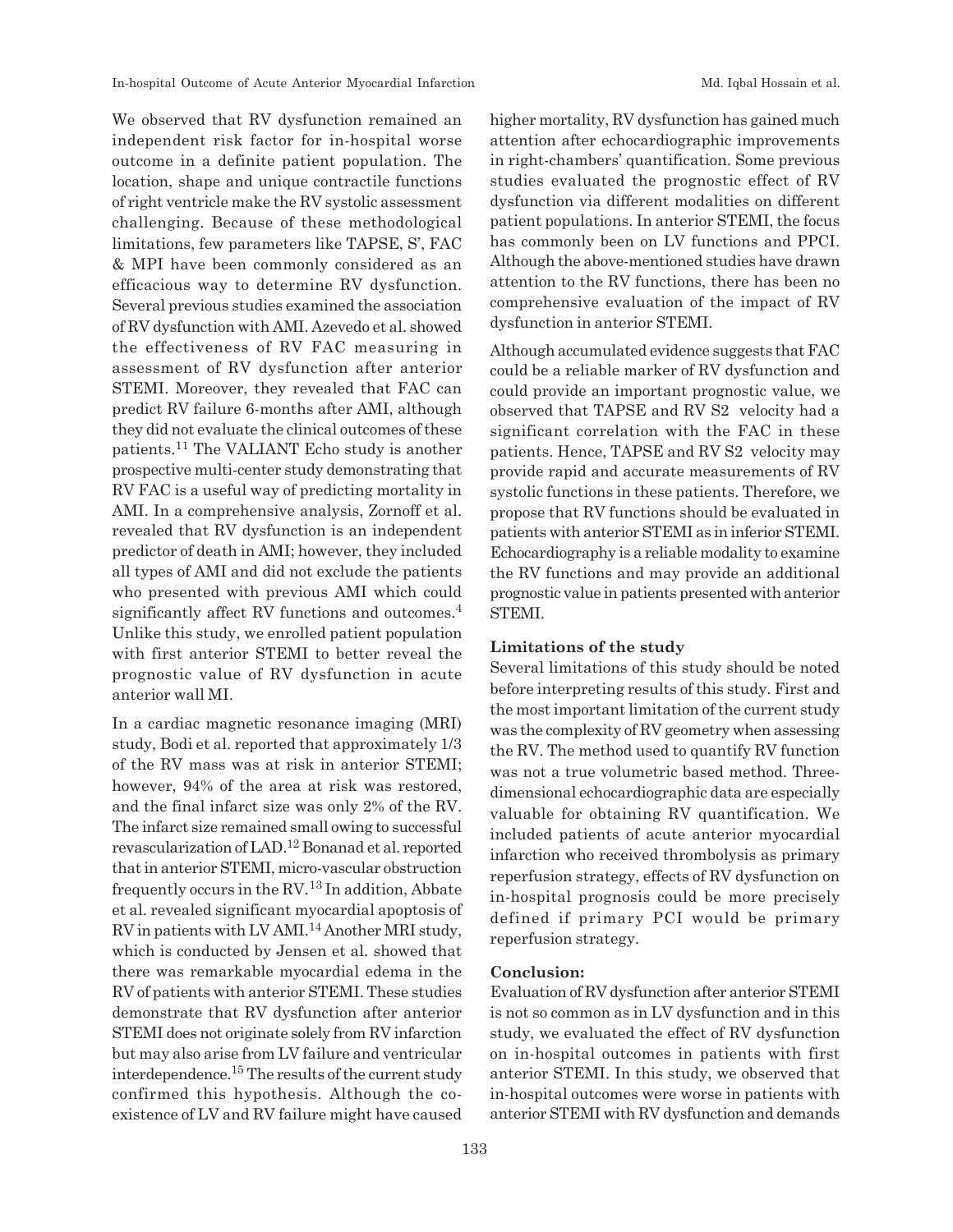We observed that RV dysfunction remained an independent risk factor for in-hospital worse outcome in a definite patient population. The location, shape and unique contractile functions of right ventricle make the RV systolic assessment challenging. Because of these methodological limitations, few parameters like TAPSE, S', FAC & MPI have been commonly considered as an efficacious way to determine RV dysfunction. Several previous studies examined the association of RV dysfunction with AMI. Azevedo et al. showed the effectiveness of RV FAC measuring in assessment of RV dysfunction after anterior STEMI. Moreover, they revealed that FAC can predict RV failure 6-months after AMI, although they did not evaluate the clinical outcomes of these patients.[11] The VALIANT Echo study is another prospective multi-center study demonstrating that RV FAC is a useful way of predicting mortality in AMI. In a comprehensive analysis, Zornoff et al. revealed that RV dysfunction is an independent predictor of death in AMI; however, they included all types of AMI and did not exclude the patients who presented with previous AMI which could significantly affect RV functions and outcomes.[4] Unlike this study, we enrolled patient population with first anterior STEMI to better reveal the prognostic value of RV dysfunction in acute anterior wall MI.

In a cardiac magnetic resonance imaging (MRI) study, Bodi et al. reported that approximately 1/3 of the RV mass was at risk in anterior STEMI; however, 94% of the area at risk was restored, and the final infarct size was only 2% of the RV. The infarct size remained small owing to successful revascularization of LAD.[12] Bonanad et al. reported that in anterior STEMI, micro-vascular obstruction frequently occurs in the RV.[13] In addition, Abbate et al. revealed significant myocardial apoptosis of RV in patients with LV AMI.[14] Another MRI study, which is conducted by Jensen et al. showed that there was remarkable myocardial edema in the RV of patients with anterior STEMI. These studies demonstrate that RV dysfunction after anterior STEMI does not originate solely from RV infarction but may also arise from LV failure and ventricular interdependence.[15] The results of the current study confirmed this hypothesis. Although the co-existence of LV and RV failure might have caused higher mortality, RV dysfunction has gained much attention after echocardiographic improvements in right-chambers' quantification. Some previous studies evaluated the prognostic effect of RV dysfunction via different modalities on different patient populations. In anterior STEMI, the focus has commonly been on LV functions and PPCI. Although the above-mentioned studies have drawn attention to the RV functions, there has been no comprehensive evaluation of the impact of RV dysfunction in anterior STEMI.

Although accumulated evidence suggests that FAC could be a reliable marker of RV dysfunction and could provide an important prognostic value, we observed that TAPSE and RV S2 velocity had a significant correlation with the FAC in these patients. Hence, TAPSE and RV S2 velocity may provide rapid and accurate measurements of RV systolic functions in these patients. Therefore, we propose that RV functions should be evaluated in patients with anterior STEMI as in inferior STEMI. Echocardiography is a reliable modality to examine the RV functions and may provide an additional prognostic value in patients presented with anterior STEMI.

**Limitations of the study**

Several limitations of this study should be noted before interpreting results of this study. First and the most important limitation of the current study was the complexity of RV geometry when assessing the RV. The method used to quantify RV function was not a true volumetric based method. Three-dimensional echocardiographic data are especially valuable for obtaining RV quantification. We included patients of acute anterior myocardial infarction who received thrombolysis as primary reperfusion strategy, effects of RV dysfunction on in-hospital prognosis could be more precisely defined if primary PCI would be primary reperfusion strategy.

**Conclusion:**

Evaluation of RV dysfunction after anterior STEMI is not so common as in LV dysfunction and in this study, we evaluated the effect of RV dysfunction on in-hospital outcomes in patients with first anterior STEMI. In this study, we observed that in-hospital outcomes were worse in patients with anterior STEMI with RV dysfunction and demands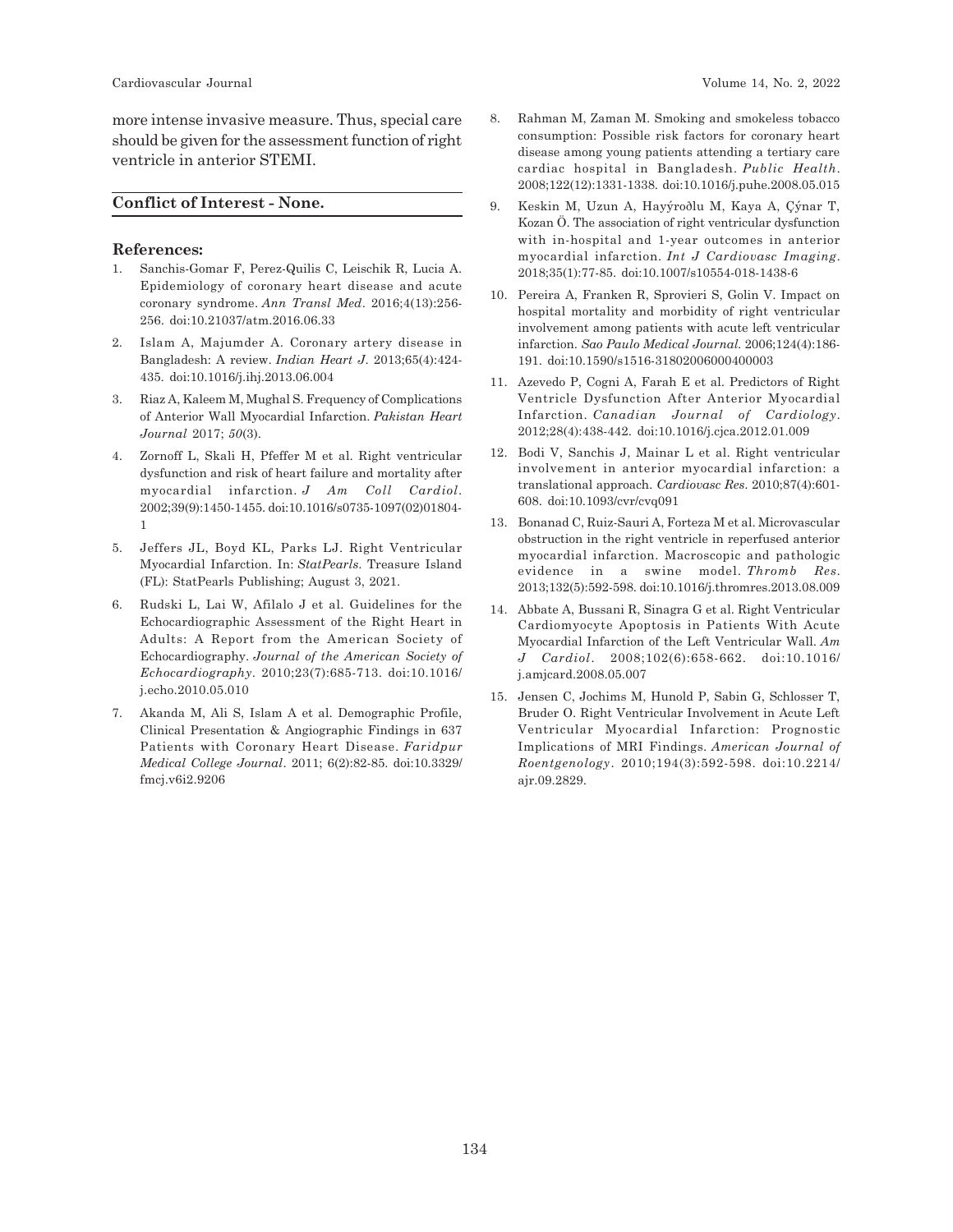more intense invasive measure. Thus, special care should be given for the assessment function of right ventricle in anterior STEMI.

**Conflict of Interest - None.**

**References:**

1. Sanchis-Gomar F, Perez-Quilis C, Leischik R, Lucia A. Epidemiology of coronary heart disease and acute coronary syndrome. *Ann Transl Med*. 2016;4(13):256-256. doi:10.21037/atm.2016.06.33
2. Islam A, Majumder A. Coronary artery disease in Bangladesh: A review. *Indian Heart J*. 2013;65(4):424-435. doi:10.1016/j.ihj.2013.06.004
3. Riaz A, Kaleem M, Mughal S. Frequency of Complications of Anterior Wall Myocardial Infarction. *Pakistan Heart Journal* 2017; *50*(3).
4. Zornoff L, Skali H, Pfeffer M et al. Right ventricular dysfunction and risk of heart failure and mortality after myocardial infarction. *J Am Coll Cardiol*. 2002;39(9):1450-1455. doi:10.1016/s0735-1097(02)01804-1
5. Jeffers JL, Boyd KL, Parks LJ. Right Ventricular Myocardial Infarction. In: *StatPearls*. Treasure Island (FL): StatPearls Publishing; August 3, 2021.
6. Rudski L, Lai W, Afilalo J et al. Guidelines for the Echocardiographic Assessment of the Right Heart in Adults: A Report from the American Society of Echocardiography. *Journal of the American Society of Echocardiography*. 2010;23(7):685-713. doi:10.1016/j.echo.2010.05.010
7. Akanda M, Ali S, Islam A et al. Demographic Profile, Clinical Presentation & Angiographic Findings in 637 Patients with Coronary Heart Disease. *Faridpur Medical College Journal*. 2011; 6(2):82-85. doi:10.3329/fmcj.v6i2.9206
8. Rahman M, Zaman M. Smoking and smokeless tobacco consumption: Possible risk factors for coronary heart disease among young patients attending a tertiary care cardiac hospital in Bangladesh. *Public Health*. 2008;122(12):1331-1338. doi:10.1016/j.puhe.2008.05.015
9. Keskin M, Uzun A, Hayýroðlu M, Kaya A, Çýnar T, Kozan Ö. The association of right ventricular dysfunction with in-hospital and 1-year outcomes in anterior myocardial infarction. *Int J Cardiovasc Imaging*. 2018;35(1):77-85. doi:10.1007/s10554-018-1438-6
10. Pereira A, Franken R, Sprovieri S, Golin V. Impact on hospital mortality and morbidity of right ventricular involvement among patients with acute left ventricular infarction. *Sao Paulo Medical Journal*. 2006;124(4):186-191. doi:10.1590/s1516-31802006000400003
11. Azevedo P, Cogni A, Farah E et al. Predictors of Right Ventricle Dysfunction After Anterior Myocardial Infarction. *Canadian Journal of Cardiology*. 2012;28(4):438-442. doi:10.1016/j.cjca.2012.01.009
12. Bodi V, Sanchis J, Mainar L et al. Right ventricular involvement in anterior myocardial infarction: a translational approach. *Cardiovasc Res*. 2010;87(4):601-608. doi:10.1093/cvr/cvq091
13. Bonanad C, Ruiz-Sauri A, Forteza M et al. Microvascular obstruction in the right ventricle in reperfused anterior myocardial infarction. Macroscopic and pathologic evidence in a swine model. *Thromb Res*. 2013;132(5):592-598. doi:10.1016/j.thromres.2013.08.009
14. Abbate A, Bussani R, Sinagra G et al. Right Ventricular Cardiomyocyte Apoptosis in Patients With Acute Myocardial Infarction of the Left Ventricular Wall. *Am J Cardiol*. 2008;102(6):658-662. doi:10.1016/j.amjcard.2008.05.007
15. Jensen C, Jochims M, Hunold P, Sabin G, Schlosser T, Bruder O. Right Ventricular Involvement in Acute Left Ventricular Myocardial Infarction: Prognostic Implications of MRI Findings. *American Journal of Roentgenology*. 2010;194(3):592-598. doi:10.2214/ajr.09.2829.